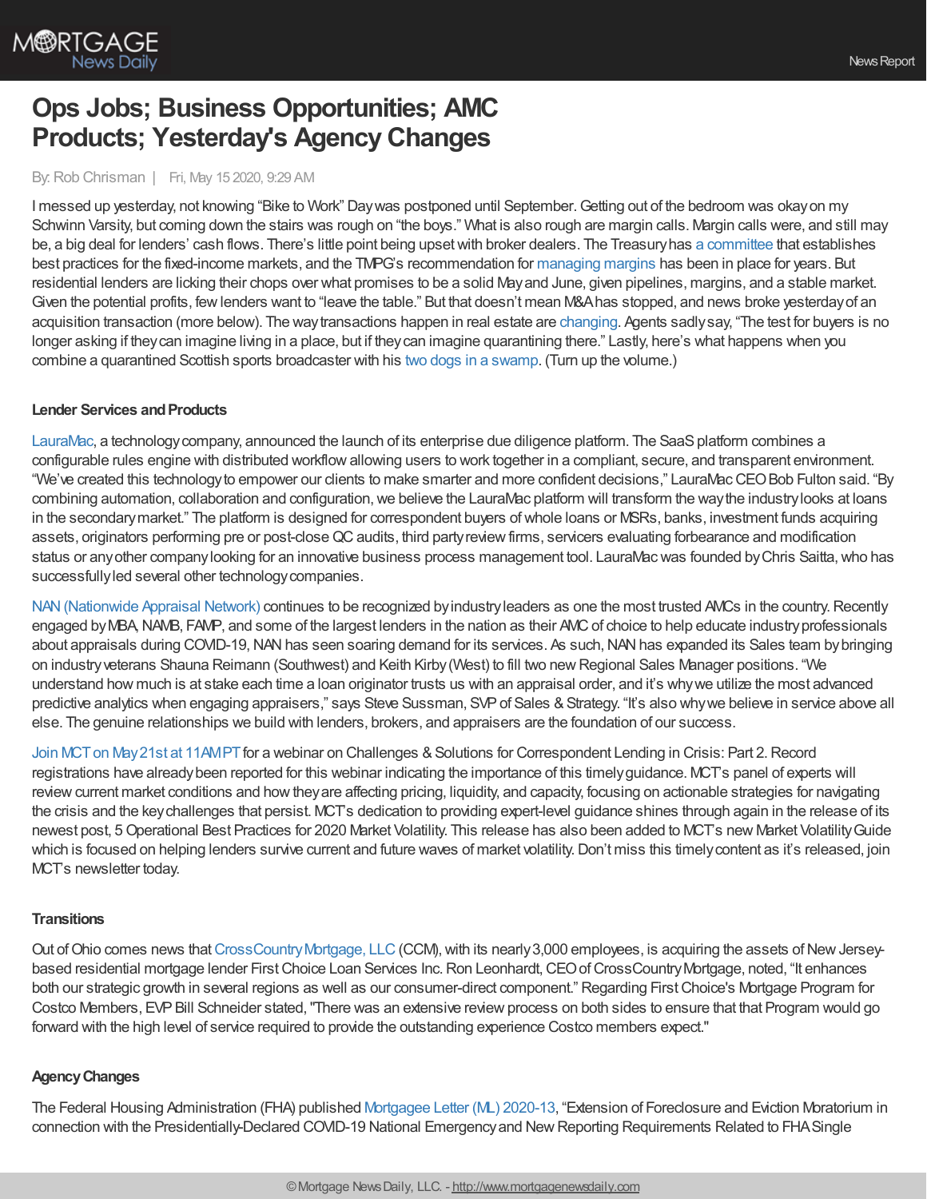# Ops Jobs; Business Opportunities; AMC Products; Yesterday's Agency Changes

By: Rob Chrisman | Fri, May 15 2020, 9:29 AM

I messed up yesterday, not knowing "Bike to Work" Day was postponed until September. Getting out of the bedroom was okay on my Schwinn Varsity, but coming down the stairs was rough on "the boys." What is also rough are margin calls. Margin calls were, and still may be, a big deal for lenders' cash flows. There's little point being upset with broker dealers. The Treasury has a committee that establishes best practices for the fixed-income markets, and the TMPG's recommendation for managing margins has been in place for years. But residential lenders are licking their chops over what promises to be a solid May and June, given pipelines, margins, and a stable market. Given the potential profits, few lenders want to "leave the table." But that doesn't mean M&A has stopped, and news broke yesterday of an acquisition transaction (more below). The way transactions happen in real estate are changing. Agents sadly say, "The test for buyers is no longer asking if they can imagine living in a place, but if they can imagine quarantining there." Lastly, here's what happens when you combine a quarantined Scottish sports broadcaster with his two dogs in a swamp. (Turn up the volume.)

### Lender Services and Products

LauraMac, a technology company, announced the launch of its enterprise due diligence platform. The SaaS platform combines a configurable rules engine with distributed workflow allowing users to work together in a compliant, secure, and transparent environment. "We've created this technology to empower our clients to make smarter and more confident decisions," LauraMac CEO Bob Fulton said. "By combining automation, collaboration and configuration, we believe the LauraMac platform will transform the way the industry looks at loans in the secondary market." The platform is designed for correspondent buyers of whole loans or MSRs, banks, investment funds acquiring assets, originators performing pre or post-close QC audits, third party review firms, servicers evaluating forbearance and modification status or any other company looking for an innovative business process management tool. LauraMac was founded by Chris Saitta, who has successfully led several other technology companies.

NAN (Nationwide Appraisal Network) continues to be recognized by industry leaders as one the most trusted AMCs in the country. Recently engaged by MBA, NAMB, FAMP, and some of the largest lenders in the nation as their AMC of choice to help educate industry professionals about appraisals during COVID-19, NAN has seen soaring demand for its services. As such, NAN has expanded its Sales team by bringing on industry veterans Shauna Reimann (Southwest) and Keith Kirby (West) to fill two new Regional Sales Manager positions. "We understand how much is at stake each time a loan originator trusts us with an appraisal order, and it's why we utilize the most advanced predictive analytics when engaging appraisers," says Steve Sussman, SVP of Sales & Strategy. "It's also why we believe in service above all else. The genuine relationships we build with lenders, brokers, and appraisers are the foundation of our success.

Join MCT on May 21st at 11AM PT for a webinar on Challenges & Solutions for Correspondent Lending in Crisis: Part 2. Record registrations have already been reported for this webinar indicating the importance of this timely guidance. MCT's panel of experts will review current market conditions and how they are affecting pricing, liquidity, and capacity, focusing on actionable strategies for navigating the crisis and the key challenges that persist. MCT's dedication to providing expert-level guidance shines through again in the release of its newest post, 5 Operational Best Practices for 2020 Market Volatility. This release has also been added to MCT's new Market Volatility Guide which is focused on helping lenders survive current and future waves of market volatility. Don't miss this timely content as it's released, join MCT's newsletter today.

### Transitions

Out of Ohio comes news that CrossCountry Mortgage, LLC (CCM), with its nearly 3,000 employees, is acquiring the assets of New Jersey-based residential mortgage lender First Choice Loan Services Inc. Ron Leonhardt, CEO of CrossCountry Mortgage, noted, "It enhances both our strategic growth in several regions as well as our consumer-direct component." Regarding First Choice's Mortgage Program for Costco Members, EVP Bill Schneider stated, "There was an extensive review process on both sides to ensure that that Program would go forward with the high level of service required to provide the outstanding experience Costco members expect."

### Agency Changes

The Federal Housing Administration (FHA) published Mortgagee Letter (ML) 2020-13, "Extension of Foreclosure and Eviction Moratorium in connection with the Presidentially-Declared COVID-19 National Emergency and New Reporting Requirements Related to FHA Single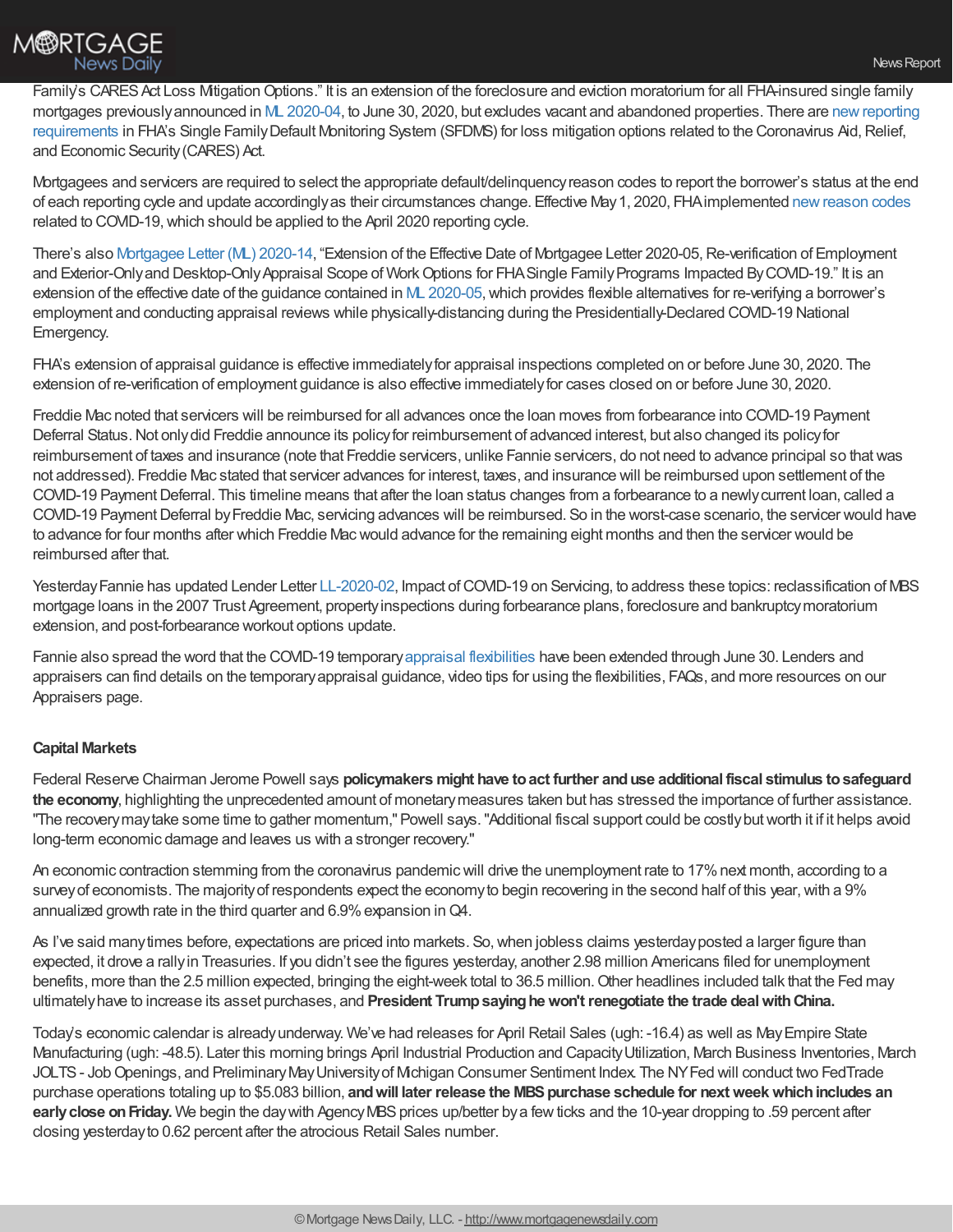Family's CARES Act Loss Mitigation Options." It is an extension of the foreclosure and eviction moratorium for all FHA-insured single family mortgages previously announced in ML 2020-04, to June 30, 2020, but excludes vacant and abandoned properties. There are new reporting requirements in FHA's Single Family Default Monitoring System (SFDMS) for loss mitigation options related to the Coronavirus Aid, Relief, and Economic Security (CARES) Act.

Mortgagees and servicers are required to select the appropriate default/delinquency reason codes to report the borrower's status at the end of each reporting cycle and update accordingly as their circumstances change. Effective May 1, 2020, FHA implemented new reason codes related to COVID-19, which should be applied to the April 2020 reporting cycle.

There's also Mortgagee Letter (ML) 2020-14, "Extension of the Effective Date of Mortgagee Letter 2020-05, Re-verification of Employment and Exterior-Only and Desktop-Only Appraisal Scope of Work Options for FHA Single Family Programs Impacted By COVID-19." It is an extension of the effective date of the guidance contained in ML 2020-05, which provides flexible alternatives for re-verifying a borrower's employment and conducting appraisal reviews while physically-distancing during the Presidentially-Declared COVID-19 National Emergency.

FHA's extension of appraisal guidance is effective immediately for appraisal inspections completed on or before June 30, 2020. The extension of re-verification of employment guidance is also effective immediately for cases closed on or before June 30, 2020.

Freddie Mac noted that servicers will be reimbursed for all advances once the loan moves from forbearance into COVID-19 Payment Deferral Status. Not only did Freddie announce its policy for reimbursement of advanced interest, but also changed its policy for reimbursement of taxes and insurance (note that Freddie servicers, unlike Fannie servicers, do not need to advance principal so that was not addressed). Freddie Mac stated that servicer advances for interest, taxes, and insurance will be reimbursed upon settlement of the COVID-19 Payment Deferral. This timeline means that after the loan status changes from a forbearance to a newly current loan, called a COVID-19 Payment Deferral by Freddie Mac, servicing advances will be reimbursed. So in the worst-case scenario, the servicer would have to advance for four months after which Freddie Mac would advance for the remaining eight months and then the servicer would be reimbursed after that.

Yesterday Fannie has updated Lender Letter LL-2020-02, Impact of COVID-19 on Servicing, to address these topics: reclassification of MBS mortgage loans in the 2007 Trust Agreement, property inspections during forbearance plans, foreclosure and bankruptcy moratorium extension, and post-forbearance workout options update.

Fannie also spread the word that the COVID-19 temporary appraisal flexibilities have been extended through June 30. Lenders and appraisers can find details on the temporary appraisal guidance, video tips for using the flexibilities, FAQs, and more resources on our Appraisers page.

**Capital Markets**

Federal Reserve Chairman Jerome Powell says **policymakers might have to act further and use additional fiscal stimulus to safeguard the economy**, highlighting the unprecedented amount of monetary measures taken but has stressed the importance of further assistance. "The recovery may take some time to gather momentum," Powell says. "Additional fiscal support could be costly but worth it if it helps avoid long-term economic damage and leaves us with a stronger recovery."

An economic contraction stemming from the coronavirus pandemic will drive the unemployment rate to 17% next month, according to a survey of economists. The majority of respondents expect the economy to begin recovering in the second half of this year, with a 9% annualized growth rate in the third quarter and 6.9% expansion in Q4.

As I've said many times before, expectations are priced into markets. So, when jobless claims yesterday posted a larger figure than expected, it drove a rally in Treasuries. If you didn't see the figures yesterday, another 2.98 million Americans filed for unemployment benefits, more than the 2.5 million expected, bringing the eight-week total to 36.5 million. Other headlines included talk that the Fed may ultimately have to increase its asset purchases, and **President Trump saying he won't renegotiate the trade deal with China.**

Today's economic calendar is already underway. We've had releases for April Retail Sales (ugh: -16.4) as well as May Empire State Manufacturing (ugh: -48.5). Later this morning brings April Industrial Production and Capacity Utilization, March Business Inventories, March JOLTS - Job Openings, and Preliminary May University of Michigan Consumer Sentiment Index. The NY Fed will conduct two FedTrade purchase operations totaling up to $5.083 billion, **and will later release the MBS purchase schedule for next week which includes an early close on Friday.** We begin the day with Agency MBS prices up/better by a few ticks and the 10-year dropping to .59 percent after closing yesterday to 0.62 percent after the atrocious Retail Sales number.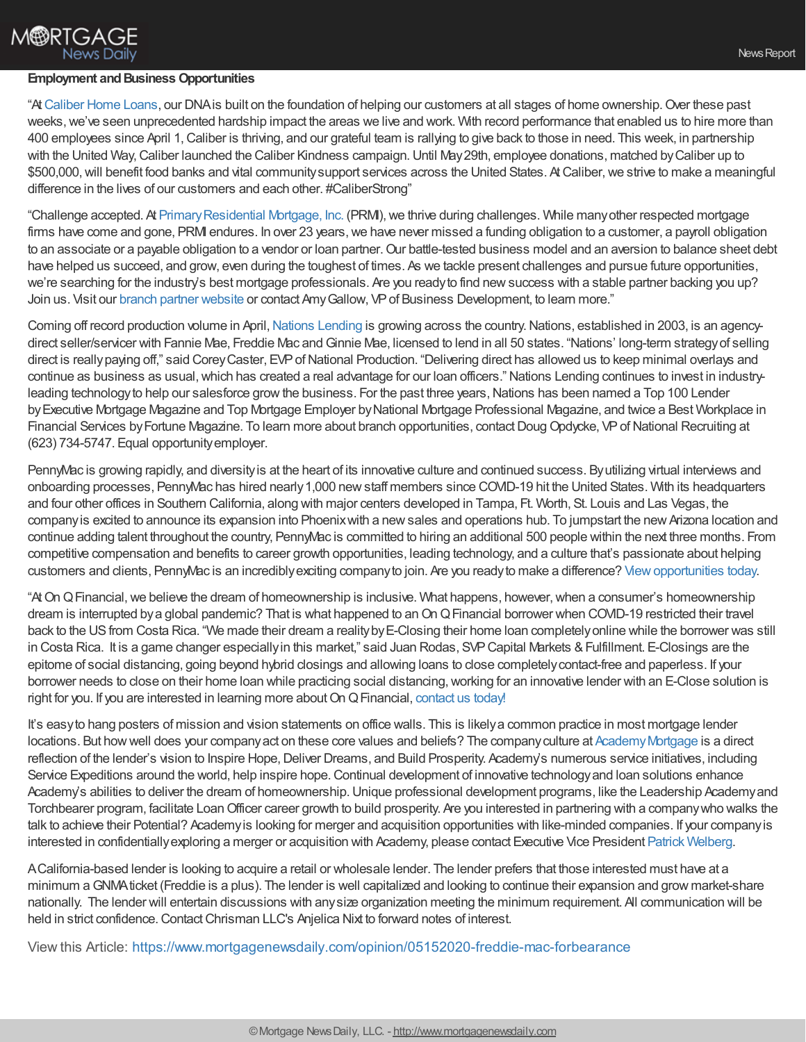**Employment and Business Opportunities**

"At Caliber Home Loans, our DNA is built on the foundation of helping our customers at all stages of home ownership. Over these past weeks, we've seen unprecedented hardship impact the areas we live and work. With record performance that enabled us to hire more than 400 employees since April 1, Caliber is thriving, and our grateful team is rallying to give back to those in need. This week, in partnership with the United Way, Caliber launched the Caliber Kindness campaign. Until May 29th, employee donations, matched by Caliber up to $500,000, will benefit food banks and vital community support services across the United States. At Caliber, we strive to make a meaningful difference in the lives of our customers and each other. #CaliberStrong"

"Challenge accepted. At Primary Residential Mortgage, Inc. (PRMI), we thrive during challenges. While many other respected mortgage firms have come and gone, PRMI endures. In over 23 years, we have never missed a funding obligation to a customer, a payroll obligation to an associate or a payable obligation to a vendor or loan partner. Our battle-tested business model and an aversion to balance sheet debt have helped us succeed, and grow, even during the toughest of times. As we tackle present challenges and pursue future opportunities, we're searching for the industry's best mortgage professionals. Are you ready to find new success with a stable partner backing you up? Join us. Visit our branch partner website or contact Amy Gallow, VP of Business Development, to learn more."

Coming off record production volume in April, Nations Lending is growing across the country. Nations, established in 2003, is an agency-direct seller/servicer with Fannie Mae, Freddie Mac and Ginnie Mae, licensed to lend in all 50 states. "Nations' long-term strategy of selling direct is really paying off," said Corey Caster, EVP of National Production. "Delivering direct has allowed us to keep minimal overlays and continue as business as usual, which has created a real advantage for our loan officers." Nations Lending continues to invest in industry-leading technology to help our salesforce grow the business. For the past three years, Nations has been named a Top 100 Lender by Executive Mortgage Magazine and Top Mortgage Employer by National Mortgage Professional Magazine, and twice a Best Workplace in Financial Services by Fortune Magazine. To learn more about branch opportunities, contact Doug Opdycke, VP of National Recruiting at (623) 734-5747. Equal opportunity employer.

PennyMac is growing rapidly, and diversity is at the heart of its innovative culture and continued success. By utilizing virtual interviews and onboarding processes, PennyMac has hired nearly 1,000 new staff members since COVID-19 hit the United States. With its headquarters and four other offices in Southern California, along with major centers developed in Tampa, Ft. Worth, St. Louis and Las Vegas, the company is excited to announce its expansion into Phoenix with a new sales and operations hub. To jumpstart the new Arizona location and continue adding talent throughout the country, PennyMac is committed to hiring an additional 500 people within the next three months. From competitive compensation and benefits to career growth opportunities, leading technology, and a culture that's passionate about helping customers and clients, PennyMac is an incredibly exciting company to join. Are you ready to make a difference? View opportunities today.

"At On Q Financial, we believe the dream of homeownership is inclusive. What happens, however, when a consumer's homeownership dream is interrupted by a global pandemic? That is what happened to an On Q Financial borrower when COVID-19 restricted their travel back to the US from Costa Rica. "We made their dream a reality by E-Closing their home loan completely online while the borrower was still in Costa Rica. It is a game changer especially in this market," said Juan Rodas, SVP Capital Markets & Fulfillment. E-Closings are the epitome of social distancing, going beyond hybrid closings and allowing loans to close completely contact-free and paperless. If your borrower needs to close on their home loan while practicing social distancing, working for an innovative lender with an E-Close solution is right for you. If you are interested in learning more about On Q Financial, contact us today!

It's easy to hang posters of mission and vision statements on office walls. This is likely a common practice in most mortgage lender locations. But how well does your company act on these core values and beliefs? The company culture at Academy Mortgage is a direct reflection of the lender's vision to Inspire Hope, Deliver Dreams, and Build Prosperity. Academy's numerous service initiatives, including Service Expeditions around the world, help inspire hope. Continual development of innovative technology and loan solutions enhance Academy's abilities to deliver the dream of homeownership. Unique professional development programs, like the Leadership Academy and Torchbearer program, facilitate Loan Officer career growth to build prosperity. Are you interested in partnering with a company who walks the talk to achieve their Potential? Academy is looking for merger and acquisition opportunities with like-minded companies. If your company is interested in confidentially exploring a merger or acquisition with Academy, please contact Executive Vice President Patrick Welberg.

A California-based lender is looking to acquire a retail or wholesale lender. The lender prefers that those interested must have at a minimum a GNMA ticket (Freddie is a plus). The lender is well capitalized and looking to continue their expansion and grow market-share nationally. The lender will entertain discussions with any size organization meeting the minimum requirement. All communication will be held in strict confidence. Contact Chrisman LLC's Anjelica Nixt to forward notes of interest.

View this Article: https://www.mortgagenewsdaily.com/opinion/05152020-freddie-mac-forbearance